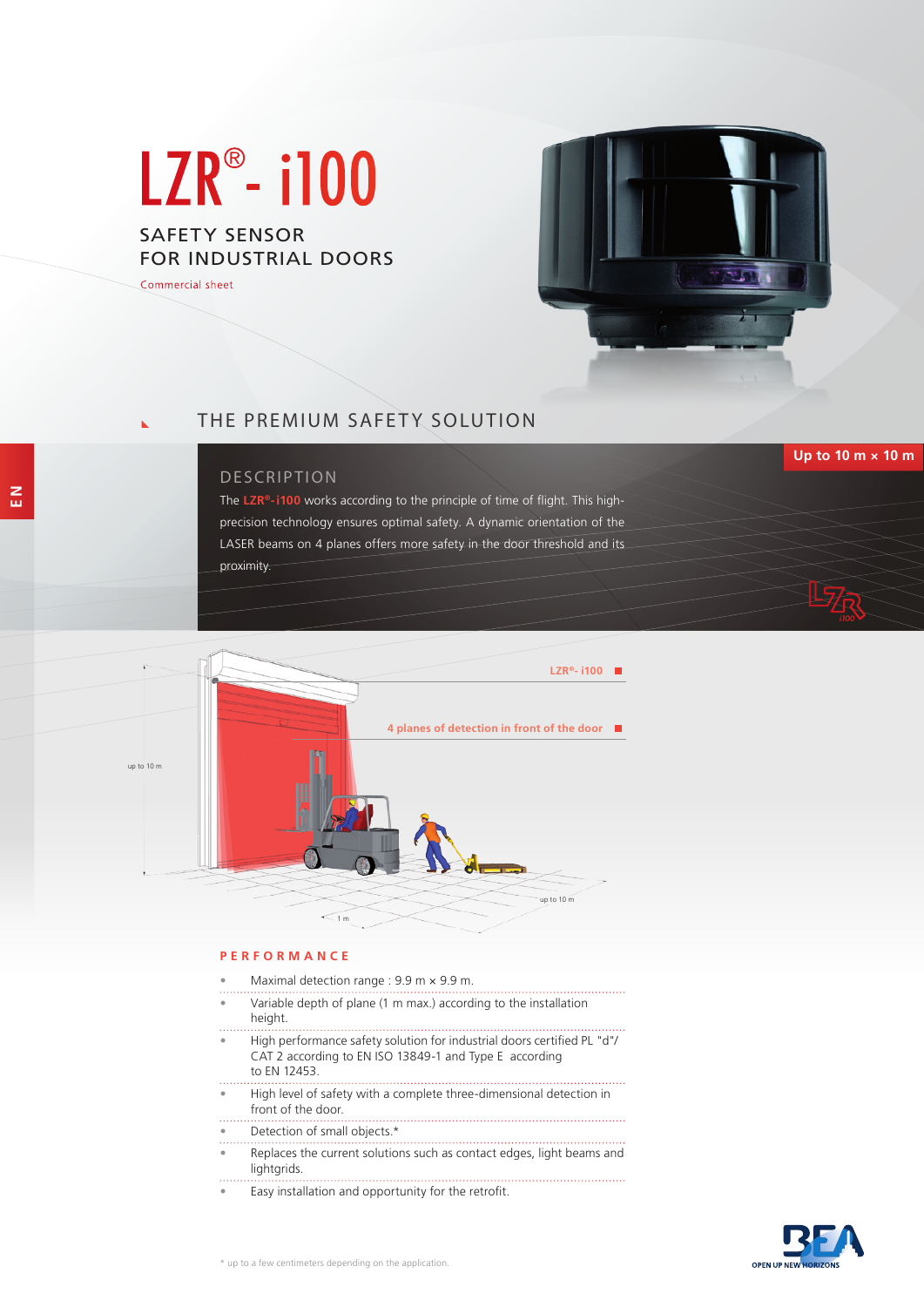# LZR®- i100

## SAFETY SENSOR FOR INDUSTRIAL DOORS

Commercial sheet

EN

## THE PREMIUM SAFETY SOLUTION

Up to 10 m × 10 m

### DESCRIPTION

The **LZR®-i100** works according to the principle of time of flight. This high-precision technology ensures optimal safety. A dynamic orientation of the LASER beams on 4 planes offers more safety in the door threshold and its proximity.

LZR®- i100

4 planes of detection in front of the door

up to 10 m

up to 10 m

1 m

### PERFORMANCE

- Maximal detection range : 9.9 m × 9.9 m.
- Variable depth of plane (1 m max.) according to the installation height.
- High performance safety solution for industrial doors certified PL "d"/ CAT 2 according to EN ISO 13849-1 and Type E according to EN 12453.
- High level of safety with a complete three-dimensional detection in front of the door.
- Detection of small objects.*
- Replaces the current solutions such as contact edges, light beams and lightgrids.
- Easy installation and opportunity for the retrofit.

\* up to a few centimeters depending on the application.

BEA OPEN UP NEW HORIZONS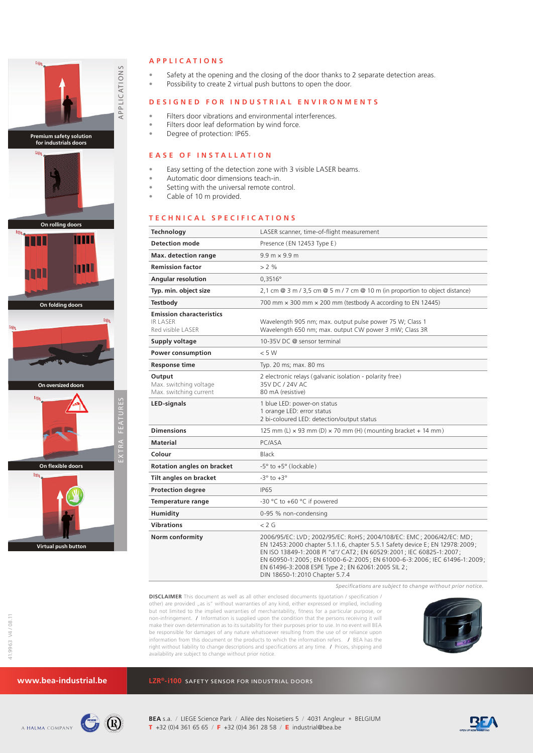Premium safety solution for industrials doors

On rolling doors

On folding doors

On oversized doors

On flexible doors

Virtual push button

## APPLICATIONS

- Safety at the opening and the closing of the door thanks to 2 separate detection areas.
- Possibility to create 2 virtual push buttons to open the door.

## DESIGNED FOR INDUSTRIAL ENVIRONMENTS

- Filters door vibrations and environmental interferences.
- Filters door leaf deformation by wind force.
- Degree of protection: IP65.

## EASE OF INSTALLATION

- Easy setting of the detection zone with 3 visible LASER beams.
- Automatic door dimensions teach-in.
- Setting with the universal remote control.
- Cable of 10 m provided.

## TECHNICAL SPECIFICATIONS

| | |
|---|---|
| **Technology** | LASER scanner, time-of-flight measurement |
| **Detection mode** | Presence (EN 12453 Type E) |
| **Max. detection range** | 9.9 m × 9.9 m |
| **Remission factor** | > 2 % |
| **Angular resolution** | 0,3516° |
| **Typ. min. object size** | 2,1 cm @ 3 m / 3,5 cm @ 5 m / 7 cm @ 10 m (in proportion to object distance) |
| **Testbody** | 700 mm × 300 mm × 200 mm (testbody A according to EN 12445) |
| **Emission characteristics**<br>IR LASER<br>Red visible LASER | <br>Wavelength 905 nm; max. output pulse power 75 W; Class 1<br>Wavelength 650 nm; max. output CW power 3 mW; Class 3R |
| **Supply voltage** | 10-35V DC @ sensor terminal |
| **Power consumption** | < 5 W |
| **Response time** | Typ. 20 ms; max. 80 ms |
| **Output**<br>Max. switching voltage<br>Max. switching current | 2 electronic relays (galvanic isolation - polarity free)<br>35V DC / 24V AC<br>80 mA (resistive) |
| **LED-signals** | 1 blue LED: power-on status<br>1 orange LED: error status<br>2 bi-coloured LED: detection/output status |
| **Dimensions** | 125 mm (L) × 93 mm (D) × 70 mm (H) (mounting bracket + 14 mm) |
| **Material** | PC/ASA |
| **Colour** | Black |
| **Rotation angles on bracket** | -5° to +5° (lockable) |
| **Tilt angles on bracket** | -3° to +3° |
| **Protection degree** | IP65 |
| **Temperature range** | -30 °C to +60 °C if powered |
| **Humidity** | 0-95 % non-condensing |
| **Vibrations** | < 2 G |
| **Norm conformity** | 2006/95/EC: LVD; 2002/95/EC: RoHS; 2004/108/EC: EMC; 2006/42/EC: MD; EN 12453:2000 chapter 5.1.1.6, chapter 5.5.1 Safety device E; EN 12978:2009; EN ISO 13849-1:2008 Pl "d"/ CAT2; EN 60529:2001; IEC 60825-1:2007; EN 60950-1:2005; EN 61000-6-2:2005; EN 61000-6-3:2006; IEC 61496-1:2009; EN 61496-3:2008 ESPE Type 2; EN 62061:2005 SIL 2; DIN 18650-1:2010 Chapter 5.7.4 |

*Specifications are subject to change without prior notice.*

**DISCLAIMER** This document as well as all other enclosed documents (quotation / specification / other) are provided „as is" without warranties of any kind, either expressed or implied, including but not limited to the implied warranties of merchantability, fitness for a particular purpose, or non-infringement. / Information is supplied upon the condition that the persons receiving it will make their own determination as to its suitability for their purposes prior to use. In no event will BEA be responsible for damages of any nature whatsoever resulting from the use of or reliance upon information from this document or the products to which the information refers. / BEA has the right without liability to change descriptions and specifications at any time. / Prices, shipping and availability are subject to change without prior notice.

41.9963 V4 / 08.11

**www.bea-industrial.be** — **LZR®-i100** SAFETY SENSOR FOR INDUSTRIAL DOORS

A HALMA COMPANY

**BEA** s.a. / LIEGE Science Park / Allée des Noisetiers 5 / 4031 Angleur • BELGIUM
**T** +32 (0)4 361 65 65 / **F** +32 (0)4 361 28 58 / **E** industrial@bea.be